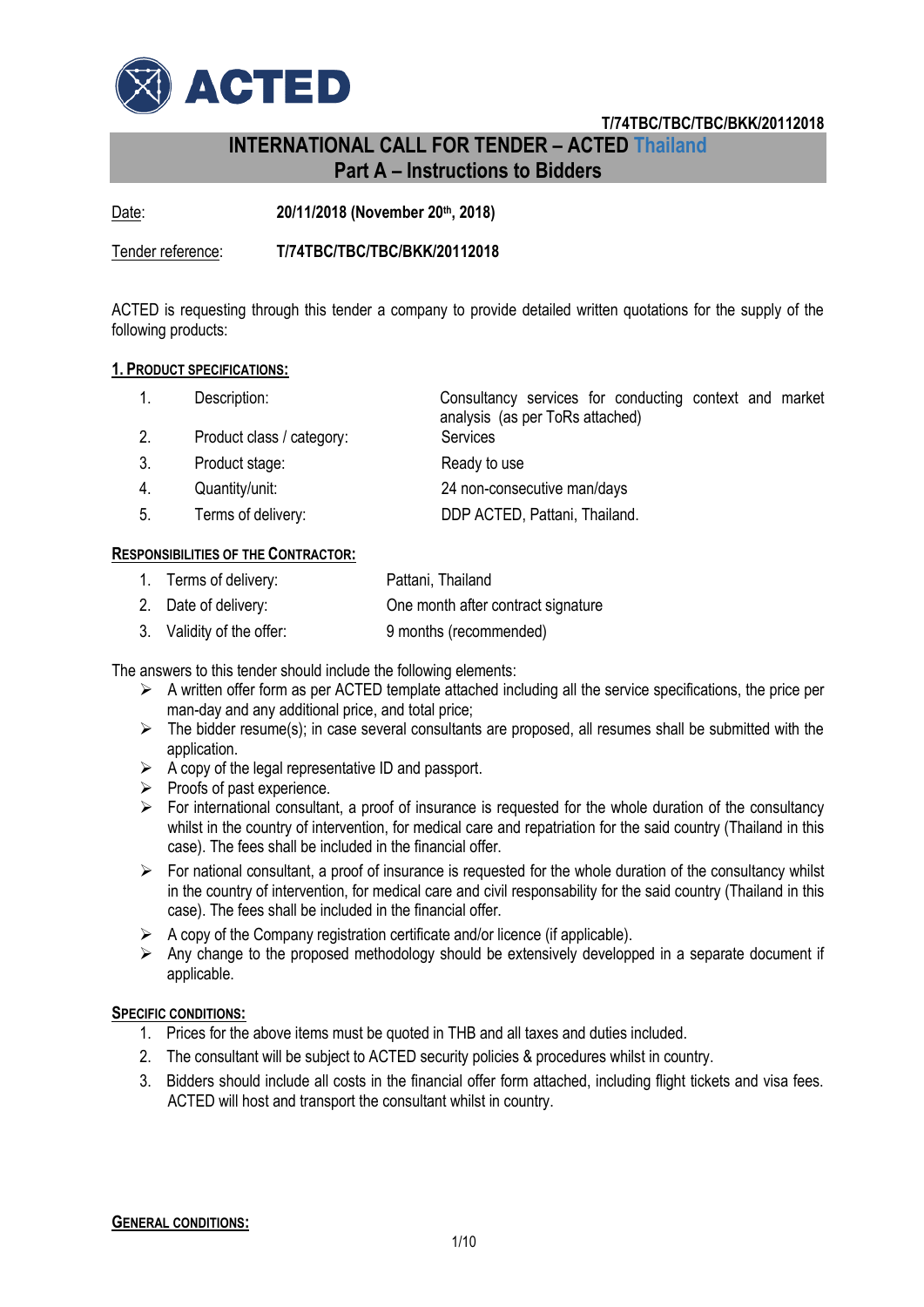T/74TBC/TBC/TBC/BKK/20112018

# INTERNATIONAL CALL FOR TENDER – ACTED Thailand
## Part A – Instructions to Bidders

Date: **20/11/2018 (November 20th, 2018)**

Tender reference: **T/74TBC/TBC/TBC/BKK/20112018**

ACTED is requesting through this tender a company to provide detailed written quotations for the supply of the following products:

### 1. Product specifications:

1. Description: Consultancy services for conducting context and market analysis (as per ToRs attached)
2. Product class / category: Services
3. Product stage: Ready to use
4. Quantity/unit: 24 non-consecutive man/days
5. Terms of delivery: DDP ACTED, Pattani, Thailand.

### Responsibilities of the Contractor:

1. Terms of delivery: Pattani, Thailand
2. Date of delivery: One month after contract signature
3. Validity of the offer: 9 months (recommended)

The answers to this tender should include the following elements:

- A written offer form as per ACTED template attached including all the service specifications, the price per man-day and any additional price, and total price;
- The bidder resume(s); in case several consultants are proposed, all resumes shall be submitted with the application.
- A copy of the legal representative ID and passport.
- Proofs of past experience.
- For international consultant, a proof of insurance is requested for the whole duration of the consultancy whilst in the country of intervention, for medical care and repatriation for the said country (Thailand in this case). The fees shall be included in the financial offer.
- For national consultant, a proof of insurance is requested for the whole duration of the consultancy whilst in the country of intervention, for medical care and civil responsability for the said country (Thailand in this case). The fees shall be included in the financial offer.
- A copy of the Company registration certificate and/or licence (if applicable).
- Any change to the proposed methodology should be extensively developped in a separate document if applicable.

### Specific conditions:

1. Prices for the above items must be quoted in THB and all taxes and duties included.
2. The consultant will be subject to ACTED security policies & procedures whilst in country.
3. Bidders should include all costs in the financial offer form attached, including flight tickets and visa fees. ACTED will host and transport the consultant whilst in country.

### General conditions: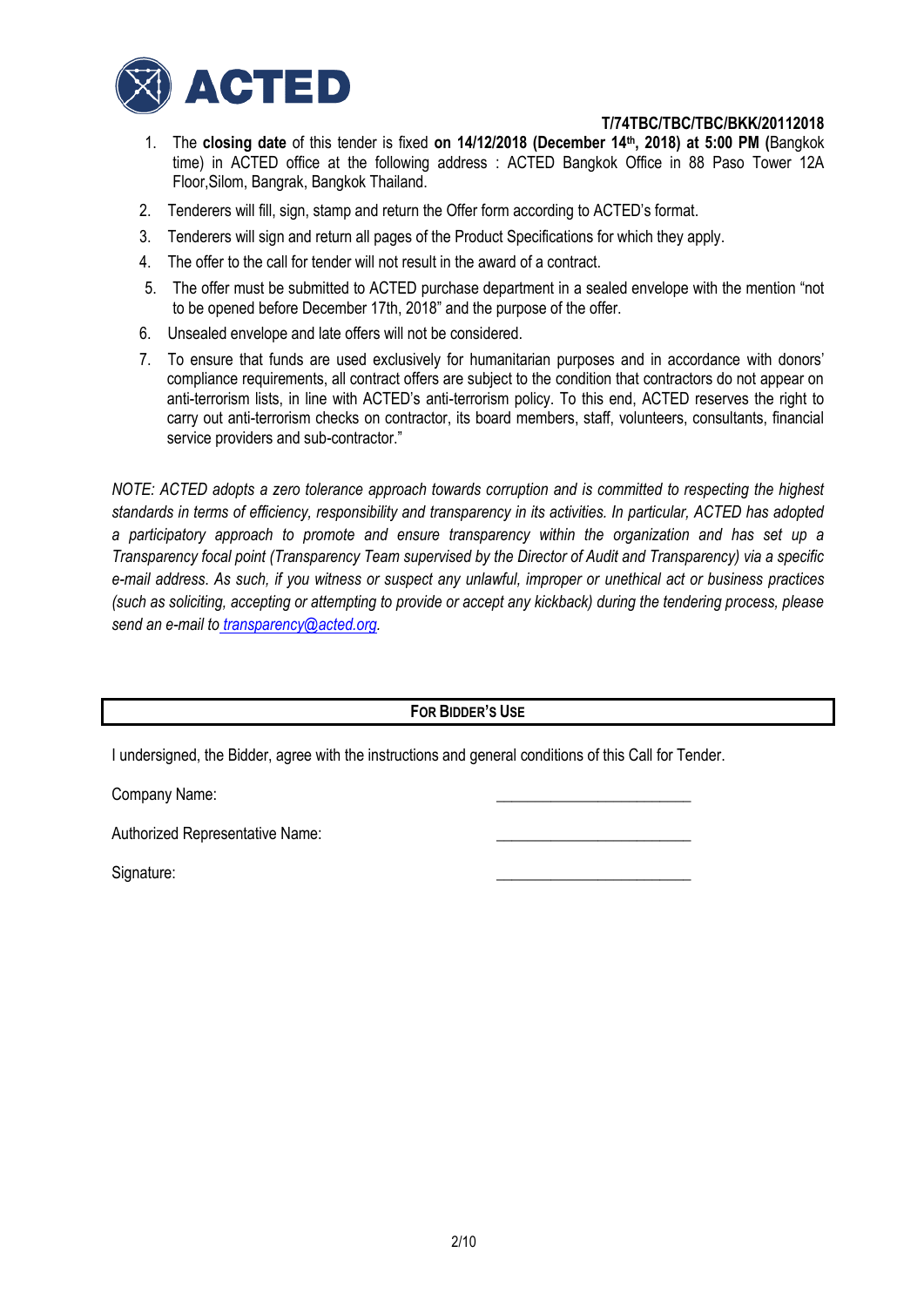T/74TBC/TBC/TBC/BKK/20112018

1. The **closing date** of this tender is fixed **on 14/12/2018 (December 14th, 2018) at 5:00 PM (**Bangkok time) in ACTED office at the following address : ACTED Bangkok Office in 88 Paso Tower 12A Floor,Silom, Bangrak, Bangkok Thailand.
2. Tenderers will fill, sign, stamp and return the Offer form according to ACTED's format.
3. Tenderers will sign and return all pages of the Product Specifications for which they apply.
4. The offer to the call for tender will not result in the award of a contract.
5. The offer must be submitted to ACTED purchase department in a sealed envelope with the mention "not to be opened before December 17th, 2018" and the purpose of the offer.
6. Unsealed envelope and late offers will not be considered.
7. To ensure that funds are used exclusively for humanitarian purposes and in accordance with donors' compliance requirements, all contract offers are subject to the condition that contractors do not appear on anti-terrorism lists, in line with ACTED's anti-terrorism policy. To this end, ACTED reserves the right to carry out anti-terrorism checks on contractor, its board members, staff, volunteers, consultants, financial service providers and sub-contractor."

*NOTE: ACTED adopts a zero tolerance approach towards corruption and is committed to respecting the highest standards in terms of efficiency, responsibility and transparency in its activities. In particular, ACTED has adopted a participatory approach to promote and ensure transparency within the organization and has set up a Transparency focal point (Transparency Team supervised by the Director of Audit and Transparency) via a specific e-mail address. As such, if you witness or suspect any unlawful, improper or unethical act or business practices (such as soliciting, accepting or attempting to provide or accept any kickback) during the tendering process, please send an e-mail to transparency@acted.org.*

**FOR BIDDER'S USE**

I undersigned, the Bidder, agree with the instructions and general conditions of this Call for Tender.

Company Name: ________________________

Authorized Representative Name: ________________________

Signature: ________________________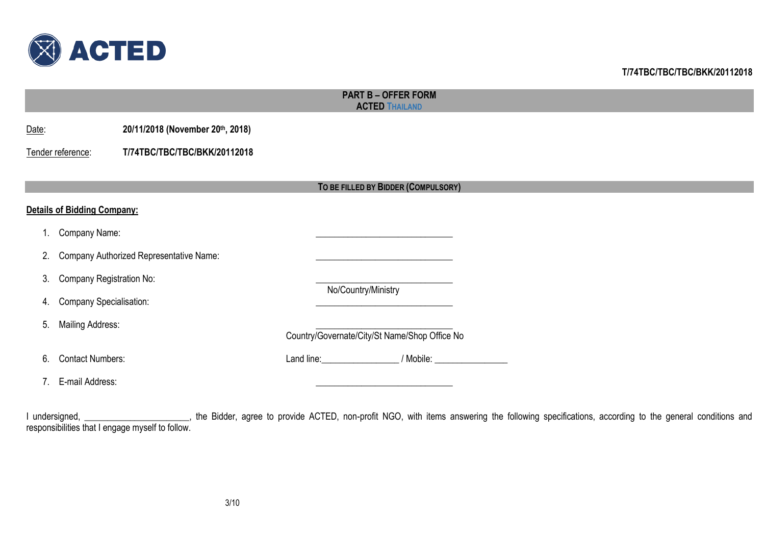T/74TBC/TBC/TBC/BKK/20112018

## PART B – OFFER FORM
## ACTED THAILAND

Date: **20/11/2018 (November 20th, 2018)**

Tender reference: **T/74TBC/TBC/TBC/BKK/20112018**

**TO BE FILLED BY BIDDER (COMPULSORY)**

**Details of Bidding Company:**

1. Company Name: ______________________________
2. Company Authorized Representative Name: ______________________________
3. Company Registration No: ______________________________ No/Country/Ministry
4. Company Specialisation: ______________________________
5. Mailing Address: ______________________________ Country/Governate/City/St Name/Shop Office No
6. Contact Numbers: Land line:________________ / Mobile: ________________
7. E-mail Address: ______________________________

I undersigned, ______________________, the Bidder, agree to provide ACTED, non-profit NGO, with items answering the following specifications, according to the general conditions and responsibilities that I engage myself to follow.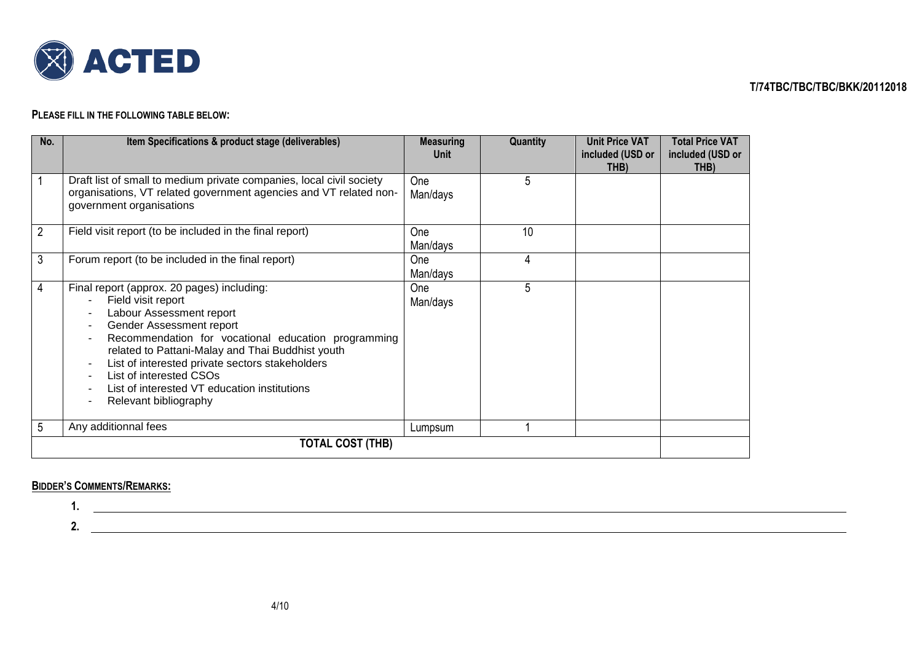**T/74TBC/TBC/TBC/BKK/20112018**

**PLEASE FILL IN THE FOLLOWING TABLE BELOW:**

| No. | Item Specifications & product stage (deliverables) | Measuring Unit | Quantity | Unit Price VAT included (USD or THB) | Total Price VAT included (USD or THB) |
|---|---|---|---|---|---|
| 1 | Draft list of small to medium private companies, local civil society organisations, VT related government agencies and VT related non-government organisations | One Man/days | 5 | | |
| 2 | Field visit report (to be included in the final report) | One Man/days | 10 | | |
| 3 | Forum report (to be included in the final report) | One Man/days | 4 | | |
| 4 | Final report (approx. 20 pages) including: <br> - Field visit report <br> - Labour Assessment report <br> - Gender Assessment report <br> - Recommendation for vocational education programming related to Pattani-Malay and Thai Buddhist youth <br> - List of interested private sectors stakeholders <br> - List of interested CSOs <br> - List of interested VT education institutions <br> - Relevant bibliography | One Man/days | 5 | | |
| 5 | Any additionnal fees | Lumpsum | 1 | | |
| | **TOTAL COST (THB)** | | | | |

**BIDDER'S COMMENTS/REMARKS:**

1. ______________________________
2. ______________________________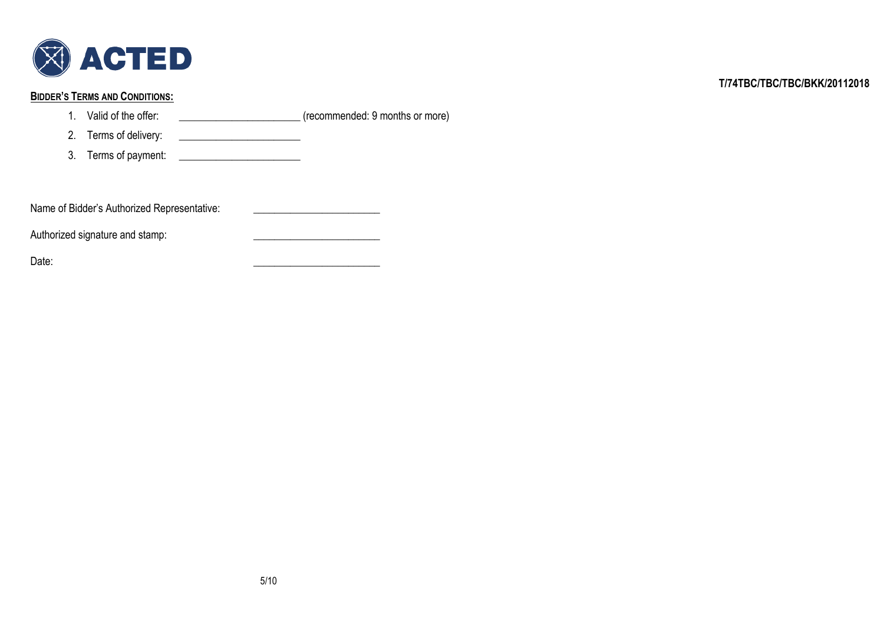T/74TBC/TBC/TBC/BKK/20112018

**BIDDER'S TERMS AND CONDITIONS:**

1. Valid of the offer: ______________________ (recommended: 9 months or more)
2. Terms of delivery: ______________________
3. Terms of payment: ______________________

Name of Bidder's Authorized Representative: ______________________

Authorized signature and stamp: ______________________

Date: ______________________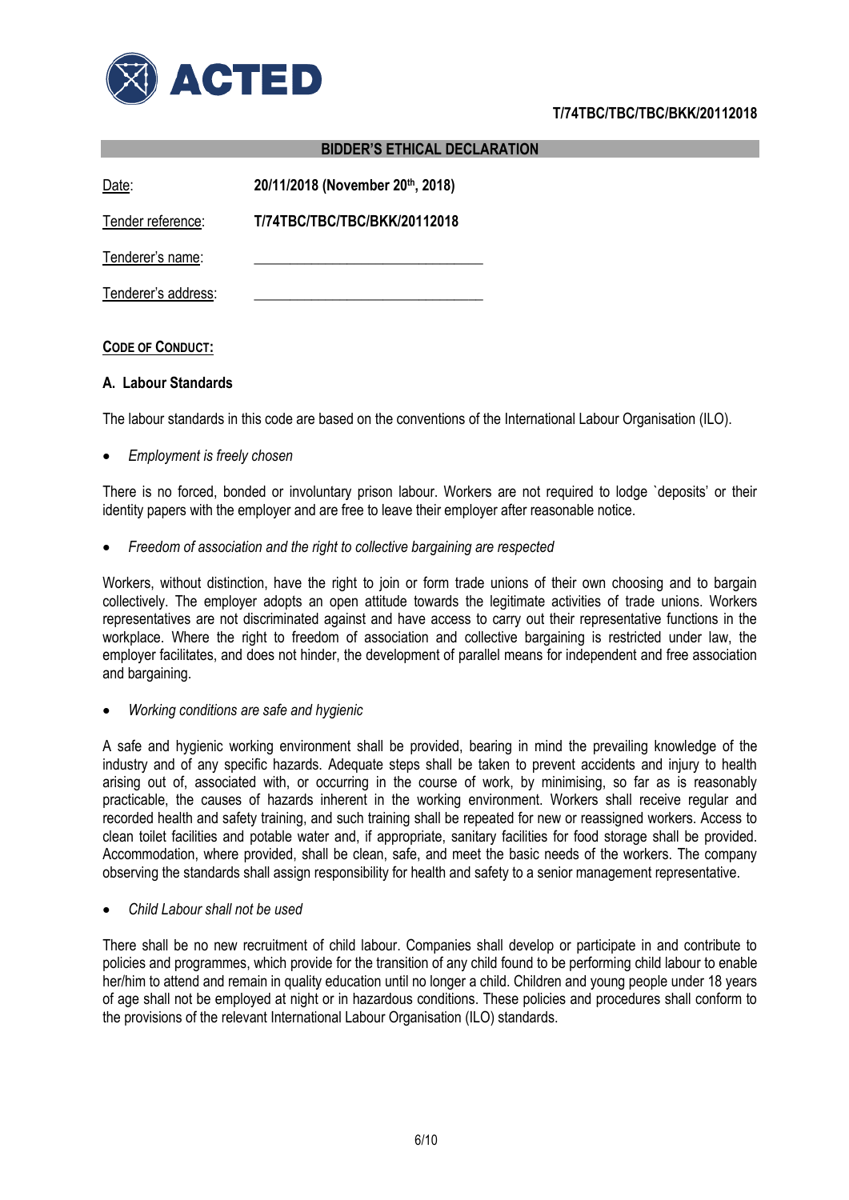**BIDDER'S ETHICAL DECLARATION**

| | |
|---|---|
| Date: | **20/11/2018 (November 20th, 2018)** |
| Tender reference: | **T/74TBC/TBC/TBC/BKK/20112018** |
| Tenderer's name: | _______________________________ |
| Tenderer's address: | _______________________________ |

**CODE OF CONDUCT:**

### A. Labour Standards

The labour standards in this code are based on the conventions of the International Labour Organisation (ILO).

- *Employment is freely chosen*

There is no forced, bonded or involuntary prison labour. Workers are not required to lodge `deposits' or their identity papers with the employer and are free to leave their employer after reasonable notice.

- *Freedom of association and the right to collective bargaining are respected*

Workers, without distinction, have the right to join or form trade unions of their own choosing and to bargain collectively. The employer adopts an open attitude towards the legitimate activities of trade unions. Workers representatives are not discriminated against and have access to carry out their representative functions in the workplace. Where the right to freedom of association and collective bargaining is restricted under law, the employer facilitates, and does not hinder, the development of parallel means for independent and free association and bargaining.

- *Working conditions are safe and hygienic*

A safe and hygienic working environment shall be provided, bearing in mind the prevailing knowledge of the industry and of any specific hazards. Adequate steps shall be taken to prevent accidents and injury to health arising out of, associated with, or occurring in the course of work, by minimising, so far as is reasonably practicable, the causes of hazards inherent in the working environment. Workers shall receive regular and recorded health and safety training, and such training shall be repeated for new or reassigned workers. Access to clean toilet facilities and potable water and, if appropriate, sanitary facilities for food storage shall be provided. Accommodation, where provided, shall be clean, safe, and meet the basic needs of the workers. The company observing the standards shall assign responsibility for health and safety to a senior management representative.

- *Child Labour shall not be used*

There shall be no new recruitment of child labour. Companies shall develop or participate in and contribute to policies and programmes, which provide for the transition of any child found to be performing child labour to enable her/him to attend and remain in quality education until no longer a child. Children and young people under 18 years of age shall not be employed at night or in hazardous conditions. These policies and procedures shall conform to the provisions of the relevant International Labour Organisation (ILO) standards.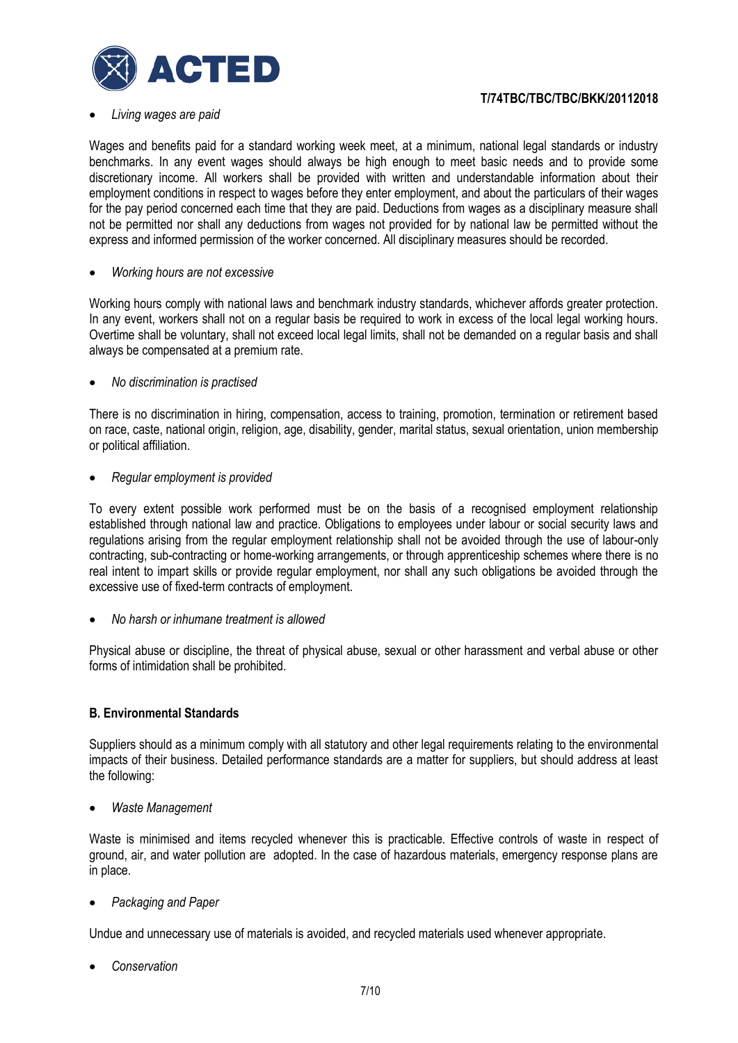- *Living wages are paid*

Wages and benefits paid for a standard working week meet, at a minimum, national legal standards or industry benchmarks. In any event wages should always be high enough to meet basic needs and to provide some discretionary income. All workers shall be provided with written and understandable information about their employment conditions in respect to wages before they enter employment, and about the particulars of their wages for the pay period concerned each time that they are paid. Deductions from wages as a disciplinary measure shall not be permitted nor shall any deductions from wages not provided for by national law be permitted without the express and informed permission of the worker concerned. All disciplinary measures should be recorded.

- *Working hours are not excessive*

Working hours comply with national laws and benchmark industry standards, whichever affords greater protection. In any event, workers shall not on a regular basis be required to work in excess of the local legal working hours. Overtime shall be voluntary, shall not exceed local legal limits, shall not be demanded on a regular basis and shall always be compensated at a premium rate.

- *No discrimination is practised*

There is no discrimination in hiring, compensation, access to training, promotion, termination or retirement based on race, caste, national origin, religion, age, disability, gender, marital status, sexual orientation, union membership or political affiliation.

- *Regular employment is provided*

To every extent possible work performed must be on the basis of a recognised employment relationship established through national law and practice. Obligations to employees under labour or social security laws and regulations arising from the regular employment relationship shall not be avoided through the use of labour-only contracting, sub-contracting or home-working arrangements, or through apprenticeship schemes where there is no real intent to impart skills or provide regular employment, nor shall any such obligations be avoided through the excessive use of fixed-term contracts of employment.

- *No harsh or inhumane treatment is allowed*

Physical abuse or discipline, the threat of physical abuse, sexual or other harassment and verbal abuse or other forms of intimidation shall be prohibited.

**B. Environmental Standards**

Suppliers should as a minimum comply with all statutory and other legal requirements relating to the environmental impacts of their business. Detailed performance standards are a matter for suppliers, but should address at least the following:

- *Waste Management*

Waste is minimised and items recycled whenever this is practicable. Effective controls of waste in respect of ground, air, and water pollution are adopted. In the case of hazardous materials, emergency response plans are in place.

- *Packaging and Paper*

Undue and unnecessary use of materials is avoided, and recycled materials used whenever appropriate.

- *Conservation*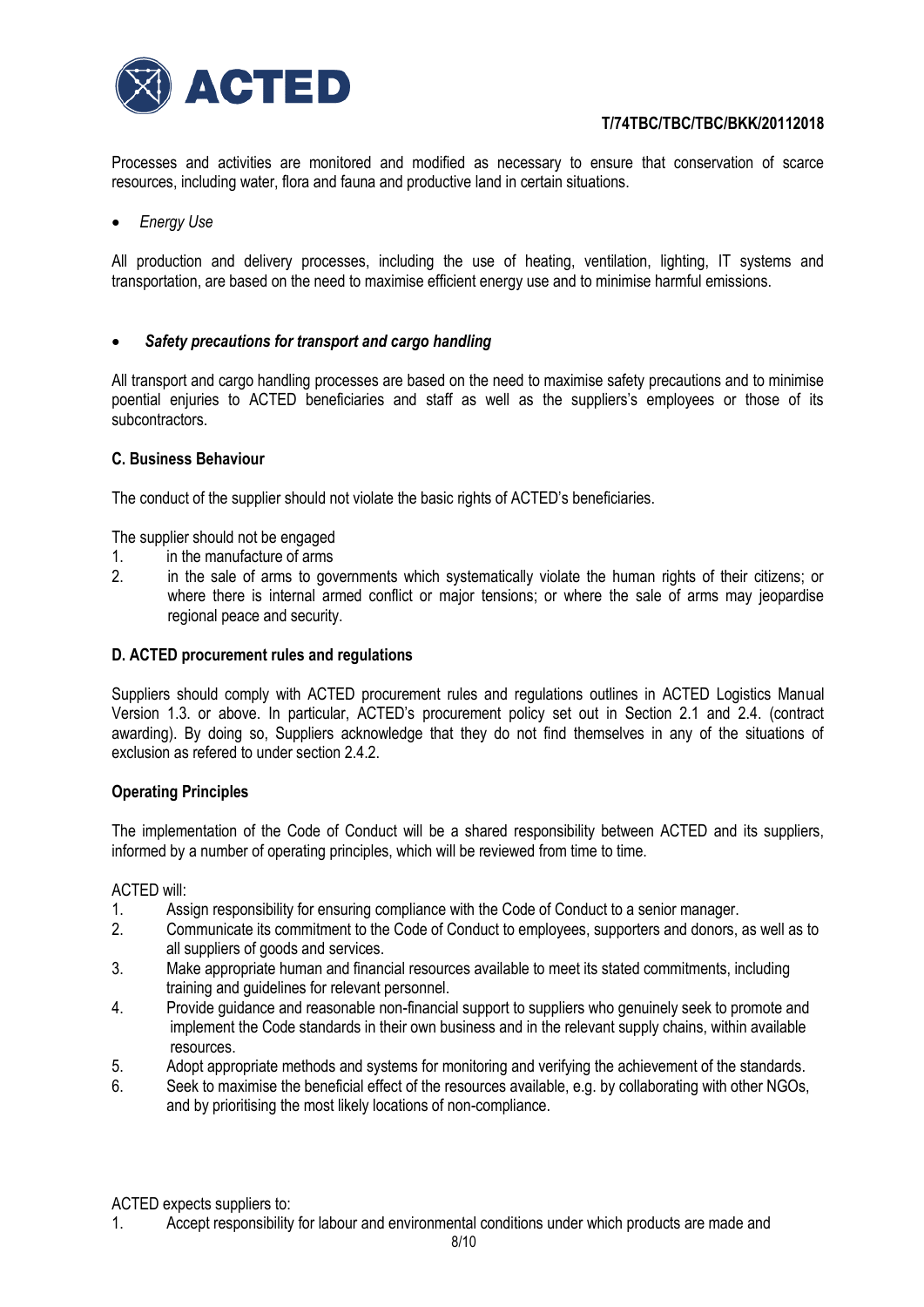Processes and activities are monitored and modified as necessary to ensure that conservation of scarce resources, including water, flora and fauna and productive land in certain situations.

- *Energy Use*

All production and delivery processes, including the use of heating, ventilation, lighting, IT systems and transportation, are based on the need to maximise efficient energy use and to minimise harmful emissions.

- ***Safety precautions for transport and cargo handling***

All transport and cargo handling processes are based on the need to maximise safety precautions and to minimise poential enjuries to ACTED beneficiaries and staff as well as the suppliers's employees or those of its subcontractors.

**C. Business Behaviour**

The conduct of the supplier should not violate the basic rights of ACTED's beneficiaries.

The supplier should not be engaged

1. in the manufacture of arms
2. in the sale of arms to governments which systematically violate the human rights of their citizens; or where there is internal armed conflict or major tensions; or where the sale of arms may jeopardise regional peace and security.

**D. ACTED procurement rules and regulations**

Suppliers should comply with ACTED procurement rules and regulations outlines in ACTED Logistics Manual Version 1.3. or above. In particular, ACTED's procurement policy set out in Section 2.1 and 2.4. (contract awarding). By doing so, Suppliers acknowledge that they do not find themselves in any of the situations of exclusion as refered to under section 2.4.2.

**Operating Principles**

The implementation of the Code of Conduct will be a shared responsibility between ACTED and its suppliers, informed by a number of operating principles, which will be reviewed from time to time.

ACTED will:

1. Assign responsibility for ensuring compliance with the Code of Conduct to a senior manager.
2. Communicate its commitment to the Code of Conduct to employees, supporters and donors, as well as to all suppliers of goods and services.
3. Make appropriate human and financial resources available to meet its stated commitments, including training and guidelines for relevant personnel.
4. Provide guidance and reasonable non-financial support to suppliers who genuinely seek to promote and implement the Code standards in their own business and in the relevant supply chains, within available resources.
5. Adopt appropriate methods and systems for monitoring and verifying the achievement of the standards.
6. Seek to maximise the beneficial effect of the resources available, e.g. by collaborating with other NGOs, and by prioritising the most likely locations of non-compliance.

ACTED expects suppliers to:

1. Accept responsibility for labour and environmental conditions under which products are made and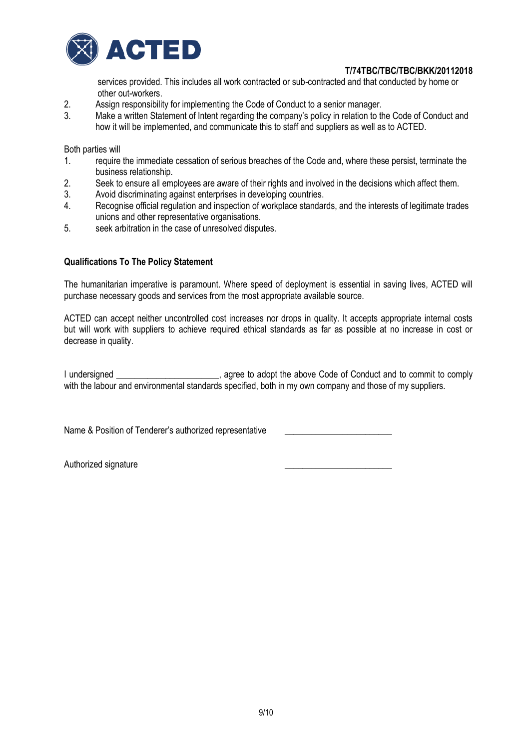services provided. This includes all work contracted or sub-contracted and that conducted by home or other out-workers.

2. Assign responsibility for implementing the Code of Conduct to a senior manager.
3. Make a written Statement of Intent regarding the company's policy in relation to the Code of Conduct and how it will be implemented, and communicate this to staff and suppliers as well as to ACTED.

Both parties will

1. require the immediate cessation of serious breaches of the Code and, where these persist, terminate the business relationship.
2. Seek to ensure all employees are aware of their rights and involved in the decisions which affect them.
3. Avoid discriminating against enterprises in developing countries.
4. Recognise official regulation and inspection of workplace standards, and the interests of legitimate trades unions and other representative organisations.
5. seek arbitration in the case of unresolved disputes.

**Qualifications To The Policy Statement**

The humanitarian imperative is paramount. Where speed of deployment is essential in saving lives, ACTED will purchase necessary goods and services from the most appropriate available source.

ACTED can accept neither uncontrolled cost increases nor drops in quality. It accepts appropriate internal costs but will work with suppliers to achieve required ethical standards as far as possible at no increase in cost or decrease in quality.

I undersigned ______________________, agree to adopt the above Code of Conduct and to commit to comply with the labour and environmental standards specified, both in my own company and those of my suppliers.

Name & Position of Tenderer's authorized representative ________________________

Authorized signature ________________________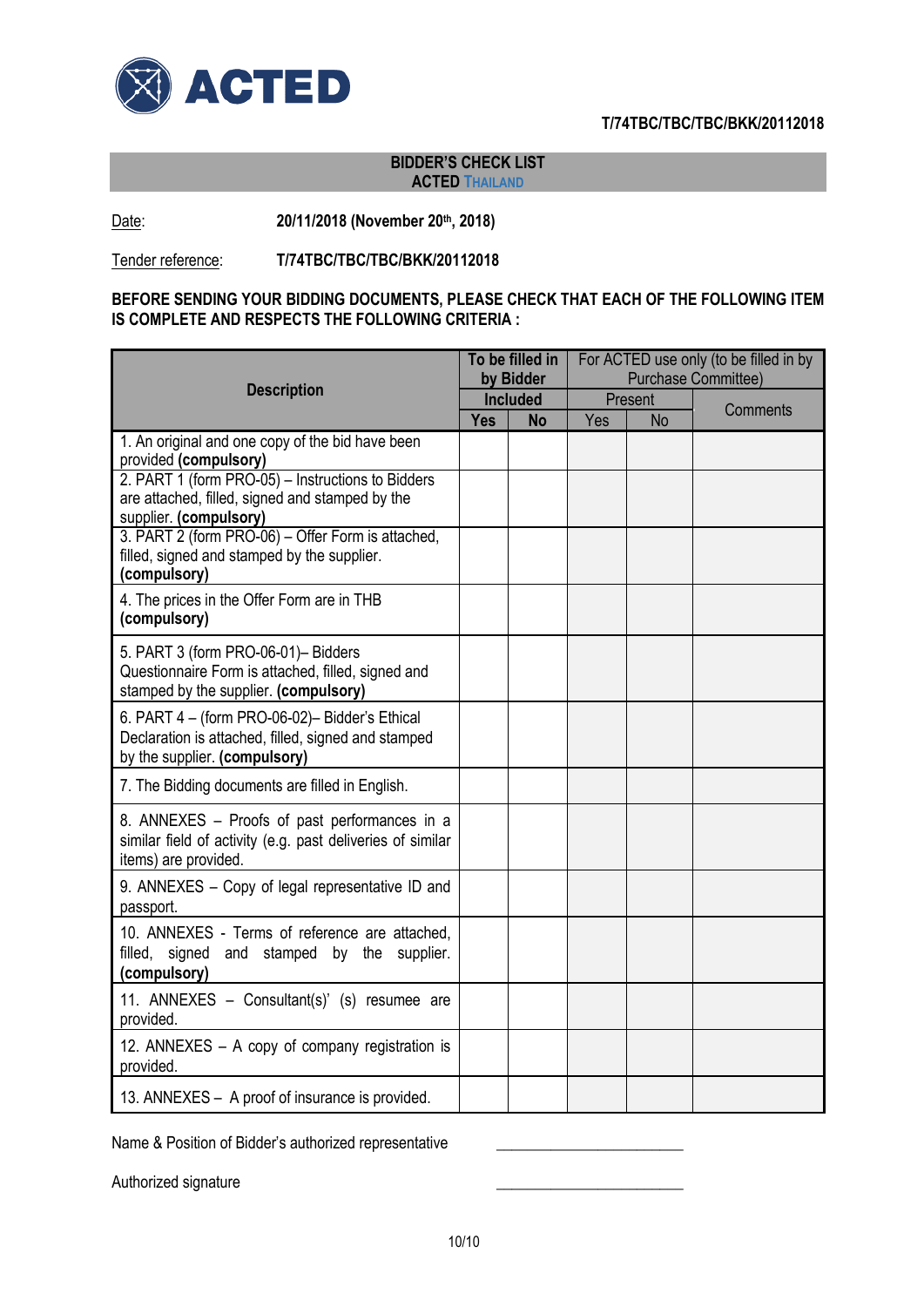**ACTED**

**T/74TBC/TBC/TBC/BKK/20112018**

## BIDDER'S CHECK LIST
## ACTED THAILAND

Date: **20/11/2018 (November 20th, 2018)**

Tender reference: **T/74TBC/TBC/TBC/BKK/20112018**

**BEFORE SENDING YOUR BIDDING DOCUMENTS, PLEASE CHECK THAT EACH OF THE FOLLOWING ITEM IS COMPLETE AND RESPECTS THE FOLLOWING CRITERIA :**

| **Description** | **To be filled in by Bidder** | | For ACTED use only (to be filled in by Purchase Committee) | | |
|---|---|---|---|---|---|
| | **Included** | | Present | | Comments |
| | **Yes** | **No** | Yes | No | |
| 1. An original and one copy of the bid have been provided **(compulsory)** | | | | | |
| 2. PART 1 (form PRO-05) – Instructions to Bidders are attached, filled, signed and stamped by the supplier. **(compulsory)** | | | | | |
| 3. PART 2 (form PRO-06) – Offer Form is attached, filled, signed and stamped by the supplier. **(compulsory)** | | | | | |
| 4. The prices in the Offer Form are in THB **(compulsory)** | | | | | |
| 5. PART 3 (form PRO-06-01)– Bidders Questionnaire Form is attached, filled, signed and stamped by the supplier. **(compulsory)** | | | | | |
| 6. PART 4 – (form PRO-06-02)– Bidder's Ethical Declaration is attached, filled, signed and stamped by the supplier. **(compulsory)** | | | | | |
| 7. The Bidding documents are filled in English. | | | | | |
| 8. ANNEXES – Proofs of past performances in a similar field of activity (e.g. past deliveries of similar items) are provided. | | | | | |
| 9. ANNEXES – Copy of legal representative ID and passport. | | | | | |
| 10. ANNEXES - Terms of reference are attached, filled, signed and stamped by the supplier. **(compulsory)** | | | | | |
| 11. ANNEXES – Consultant(s)' (s) resumee are provided. | | | | | |
| 12. ANNEXES – A copy of company registration is provided. | | | | | |
| 13. ANNEXES – A proof of insurance is provided. | | | | | |

Name & Position of Bidder's authorized representative ________________________

Authorized signature ________________________